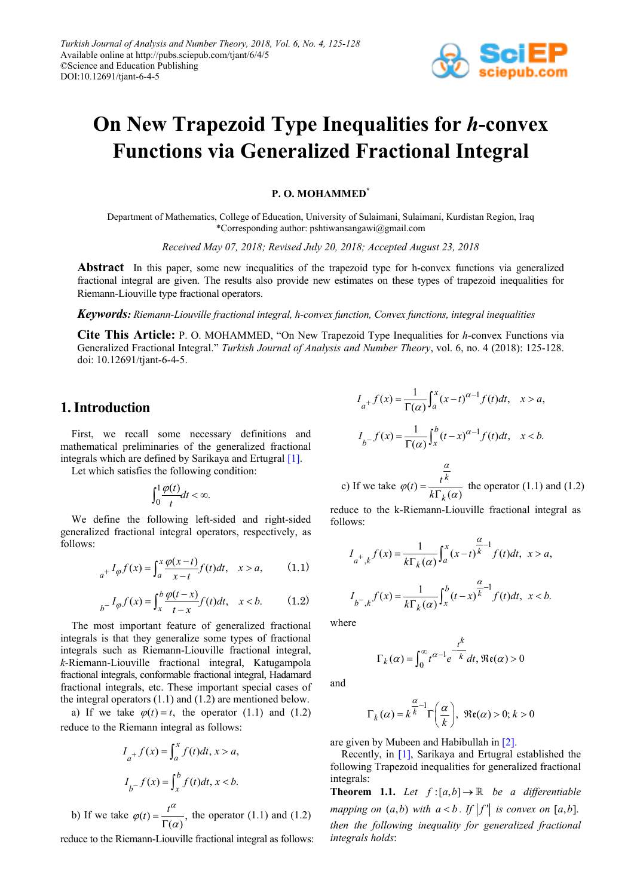# On New Trapezoid Type Inequalities for *h*-convex Functions via Generalized Fractional Integral

**P. O. MOHAMMED***

Department of Mathematics, College of Education, University of Sulaimani, Sulaimani, Kurdistan Region, Iraq
*Corresponding author: pshtiwansangawi@gmail.com

*Received May 07, 2018; Revised July 20, 2018; Accepted August 23, 2018*

**Abstract** In this paper, some new inequalities of the trapezoid type for h-convex functions via generalized fractional integral are given. The results also provide new estimates on these types of trapezoid inequalities for Riemann-Liouville type fractional operators.

***Keywords:*** *Riemann-Liouville fractional integral, h-convex function, Convex functions, integral inequalities*

**Cite This Article:** P. O. MOHAMMED, "On New Trapezoid Type Inequalities for *h*-convex Functions via Generalized Fractional Integral." *Turkish Journal of Analysis and Number Theory*, vol. 6, no. 4 (2018): 125-128. doi: 10.12691/tjant-6-4-5.

## 1. Introduction

First, we recall some necessary definitions and mathematical preliminaries of the generalized fractional integrals which are defined by Sarikaya and Ertugral [1].

Let which satisfies the following condition:

$$\int_0^1 \frac{\varphi(t)}{t}dt < \infty.$$

We define the following left-sided and right-sided generalized fractional integral operators, respectively, as follows:

$$_{a^+}I_{\varphi} f(x) = \int_a^x \frac{\varphi(x-t)}{x-t} f(t)dt, \quad x > a, \tag{1.1}$$

$$_{b^-}I_{\varphi} f(x) = \int_x^b \frac{\varphi(t-x)}{t-x} f(t)dt, \quad x < b. \tag{1.2}$$

The most important feature of generalized fractional integrals is that they generalize some types of fractional integrals such as Riemann-Liouville fractional integral, *k*-Riemann-Liouville fractional integral, Katugampola fractional integrals, conformable fractional integral, Hadamard fractional integrals, etc. These important special cases of the integral operators (1.1) and (1.2) are mentioned below.

a) If we take $\varphi(t) = t$, the operator (1.1) and (1.2) reduce to the Riemann integral as follows:

$$I_{a^+} f(x) = \int_a^x f(t)dt, \, x > a,$$

$$I_{b^-} f(x) = \int_x^b f(t)dt, \, x < b.$$

b) If we take $\varphi(t) = \frac{t^{\alpha}}{\Gamma(\alpha)}$, the operator (1.1) and (1.2) reduce to the Riemann-Liouville fractional integral as follows:

$$I_{a^+} f(x) = \frac{1}{\Gamma(\alpha)} \int_a^x (x-t)^{\alpha-1} f(t)dt, \quad x > a,$$

$$I_{b^-} f(x) = \frac{1}{\Gamma(\alpha)} \int_x^b (t-x)^{\alpha-1} f(t)dt, \quad x < b.$$

c) If we take $\varphi(t) = \frac{t^{\frac{\alpha}{k}}}{k\Gamma_k(\alpha)}$ the operator (1.1) and (1.2) reduce to the k-Riemann-Liouville fractional integral as follows:

$$I_{a^+,k} f(x) = \frac{1}{k\Gamma_k(\alpha)} \int_a^x (x-t)^{\frac{\alpha}{k}-1} f(t)dt, \; x > a,$$

$$I_{b^-,k} f(x) = \frac{1}{k\Gamma_k(\alpha)} \int_x^b (t-x)^{\frac{\alpha}{k}-1} f(t)dt, \; x < b.$$

where

$$\Gamma_k(\alpha) = \int_0^{\infty} t^{\alpha-1} e^{-\frac{t^k}{k}} dt, \Re\mathfrak{e}(\alpha) > 0$$

and

$$\Gamma_k(\alpha) = k^{\frac{\alpha}{k}-1} \Gamma\left(\frac{\alpha}{k}\right), \;\; \Re\mathfrak{e}(\alpha) > 0; k > 0$$

are given by Mubeen and Habibullah in [2].

Recently, in [1], Sarikaya and Ertugral established the following Trapezoid inequalities for generalized fractional integrals:

**Theorem 1.1.** *Let* $f:[a,b] \to \mathbb{R}$ *be a differentiable mapping on* $(a,b)$ *with* $a < b$. *If* $|f'|$ *is convex on* $[a,b]$. *then the following inequality for generalized fractional integrals holds*: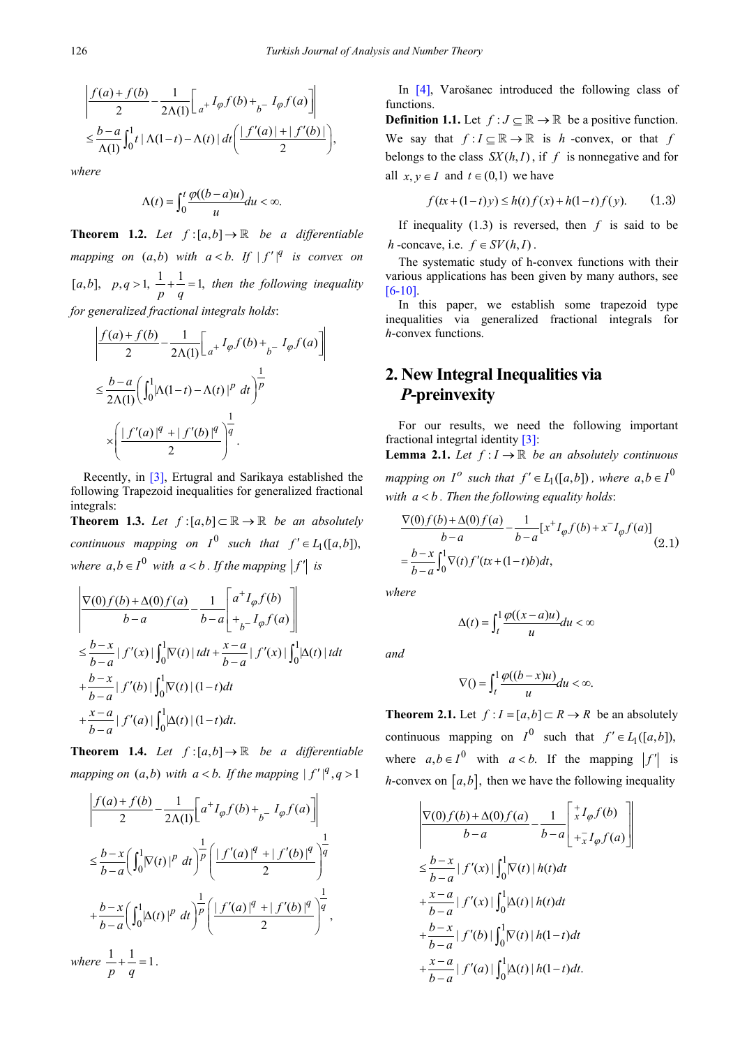$$\left|\frac{f(a)+f(b)}{2}-\frac{1}{2\Lambda(1)}\left[{}_{a^+}I_\varphi f(b)+{}_{b^-}I_\varphi f(a)\right]\right|$$
$$\leq\frac{b-a}{\Lambda(1)}\int_0^1 t\,|\Lambda(1-t)-\Lambda(t)|\,dt\left(\frac{|f'(a)|+|f'(b)|}{2}\right),$$

*where*

$$\Lambda(t)=\int_0^t\frac{\varphi((b-a)u)}{u}du<\infty.$$

**Theorem 1.2.** *Let $f:[a,b]\to\mathbb{R}$ be a differentiable mapping on $(a,b)$ with $a<b$. If $|f'|^q$ is convex on $[a,b]$, $p,q>1$, $\frac{1}{p}+\frac{1}{q}=1$, then the following inequality for generalized fractional integrals holds*:

$$\left|\frac{f(a)+f(b)}{2}-\frac{1}{2\Lambda(1)}\left[{}_{a^+}I_\varphi f(b)+{}_{b^-}I_\varphi f(a)\right]\right|$$
$$\leq\frac{b-a}{2\Lambda(1)}\left(\int_0^1|\Lambda(1-t)-\Lambda(t)|^p\,dt\right)^{\frac{1}{p}}$$
$$\times\left(\frac{|f'(a)|^q+|f'(b)|^q}{2}\right)^{\frac{1}{q}}.$$

Recently, in [3], Ertugral and Sarikaya established the following Trapezoid inequalities for generalized fractional integrals:

**Theorem 1.3.** *Let $f:[a,b]\subset\mathbb{R}\to\mathbb{R}$ be an absolutely continuous mapping on $I^0$ such that $f'\in L_1([a,b])$, where $a,b\in I^0$ with $a<b$. If the mapping $|f'|$ is*

$$\left|\frac{\nabla(0)f(b)+\Delta(0)f(a)}{b-a}-\frac{1}{b-a}\left[\begin{matrix}{}_{a^+}I_\varphi f(b)\\+{}_{b^-}I_\varphi f(a)\end{matrix}\right]\right|$$
$$\leq\frac{b-x}{b-a}|f'(x)|\int_0^1|\nabla(t)|\,tdt+\frac{x-a}{b-a}|f'(x)|\int_0^1|\Delta(t)|\,tdt$$
$$+\frac{b-x}{b-a}|f'(b)|\int_0^1|\nabla(t)|\,(1-t)dt$$
$$+\frac{x-a}{b-a}|f'(a)|\int_0^1|\Delta(t)|\,(1-t)dt.$$

**Theorem 1.4.** *Let $f:[a,b]\to\mathbb{R}$ be a differentiable mapping on $(a,b)$ with $a<b$. If the mapping $|f'|^q, q>1$*

$$\left|\frac{f(a)+f(b)}{2}-\frac{1}{2\Lambda(1)}\left[{}_{a^+}I_\varphi f(b)+{}_{b^-}I_\varphi f(a)\right]\right|$$
$$\leq\frac{b-x}{b-a}\left(\int_0^1|\nabla(t)|^p\,dt\right)^{\frac{1}{p}}\left(\frac{|f'(a)|^q+|f'(b)|^q}{2}\right)^{\frac{1}{q}}$$
$$+\frac{b-x}{b-a}\left(\int_0^1|\Delta(t)|^p\,dt\right)^{\frac{1}{p}}\left(\frac{|f'(a)|^q+|f'(b)|^q}{2}\right)^{\frac{1}{q}},$$

*where* $\frac{1}{p}+\frac{1}{q}=1$.

In [4], Varošanec introduced the following class of functions.

**Definition 1.1.** Let $f:J\subseteq\mathbb{R}\to\mathbb{R}$ be a positive function. We say that $f:I\subseteq\mathbb{R}\to\mathbb{R}$ is $h$-convex, or that $f$ belongs to the class $SX(h,I)$, if $f$ is nonnegative and for all $x,y\in I$ and $t\in(0,1)$ we have

$$f(tx+(1-t)y)\leq h(t)f(x)+h(1-t)f(y). \tag{1.3}$$

If inequality (1.3) is reversed, then $f$ is said to be $h$-concave, i.e. $f\in SV(h,I)$.

The systematic study of h-convex functions with their various applications has been given by many authors, see [6-10].

In this paper, we establish some trapezoid type inequalities via generalized fractional integrals for $h$-convex functions.

## 2. New Integral Inequalities via *P*-preinvexity

For our results, we need the following important fractional integtral identity [3]:

**Lemma 2.1.** *Let $f:I\to\mathbb{R}$ be an absolutely continuous mapping on $I^o$ such that $f'\in L_1([a,b])$, where $a,b\in I^0$ with $a<b$. Then the following equality holds*:

$$\begin{aligned}&\frac{\nabla(0)f(b)+\Delta(0)f(a)}{b-a}-\frac{1}{b-a}[x^+I_\varphi f(b)+x^-I_\varphi f(a)]\\&=\frac{b-x}{b-a}\int_0^1\nabla(t)f'(tx+(1-t)b)dt,\end{aligned}\tag{2.1}$$

*where*

$$\Delta(t)=\int_t^1\frac{\varphi((x-a)u)}{u}du<\infty$$

*and*

$$\nabla()=\int_t^1\frac{\varphi((b-x)u)}{u}du<\infty.$$

**Theorem 2.1.** Let $f:I=[a,b]\subset R\to R$ be an absolutely continuous mapping on $I^0$ such that $f'\in L_1([a,b])$, where $a,b\in I^0$ with $a<b$. If the mapping $|f'|$ is $h$-convex on $[a,b]$, then we have the following inequality

$$\left|\frac{\nabla(0)f(b)+\Delta(0)f(a)}{b-a}-\frac{1}{b-a}\left[\begin{matrix}{}_x^+I_\varphi f(b)\\+{}_x^-I_\varphi f(a)\end{matrix}\right]\right|$$
$$\leq\frac{b-x}{b-a}|f'(x)|\int_0^1|\nabla(t)|\,h(t)dt$$
$$+\frac{x-a}{b-a}|f'(x)|\int_0^1|\Delta(t)|\,h(t)dt$$
$$+\frac{b-x}{b-a}|f'(b)|\int_0^1|\nabla(t)|\,h(1-t)dt$$
$$+\frac{x-a}{b-a}|f'(a)|\int_0^1|\Delta(t)|\,h(1-t)dt.$$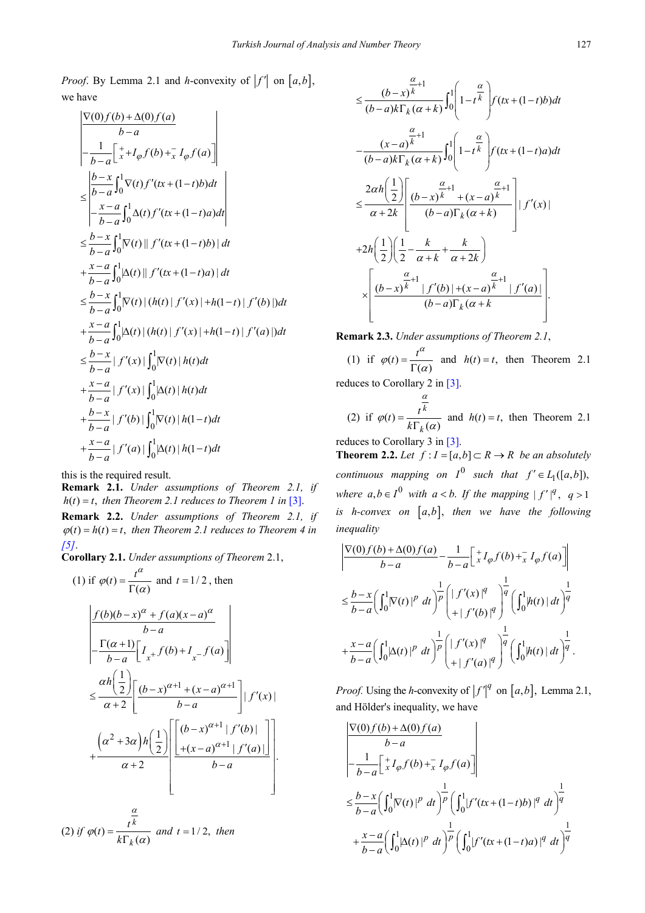*Proof*. By Lemma 2.1 and $h$-convexity of $|f'|$ on $[a,b]$, we have

$$
\begin{aligned}
&\left| \frac{\nabla(0) f(b) + \Delta(0) f(a)}{b-a} - \frac{1}{b-a}\left[ {}_{x}^{+}I_{\varphi} f(b) + {}_{x}^{-} I_{\varphi} f(a) \right] \right| \\
&\le \left| \frac{b-x}{b-a}\int_0^1 \nabla(t) f'(tx+(1-t)b)dt - \frac{x-a}{b-a}\int_0^1 \Delta(t) f'(tx+(1-t)a)dt \right| \\
&\le \frac{b-x}{b-a}\int_0^1 |\nabla(t)|\,|f'(tx+(1-t)b)|\,dt + \frac{x-a}{b-a}\int_0^1 |\Delta(t)|\,|f'(tx+(1-t)a)|\,dt \\
&\le \frac{b-x}{b-a}\int_0^1 |\nabla(t)|\,(h(t)|f'(x)| + h(1-t)|f'(b)|)dt \\
&\quad + \frac{x-a}{b-a}\int_0^1 |\Delta(t)|\,(h(t)|f'(x)| + h(1-t)|f'(a)|)dt \\
&\le \frac{b-x}{b-a}|f'(x)|\int_0^1 |\nabla(t)|\,h(t)dt + \frac{x-a}{b-a}|f'(x)|\int_0^1 |\Delta(t)|\,h(t)dt \\
&\quad + \frac{b-x}{b-a}|f'(b)|\int_0^1 |\nabla(t)|\,h(1-t)dt + \frac{x-a}{b-a}|f'(a)|\int_0^1 |\Delta(t)|\,h(1-t)dt
\end{aligned}
$$

this is the required result.

**Remark 2.1.** *Under assumptions of Theorem 2.1, if $h(t)=t$, then Theorem 2.1 reduces to Theorem 1 in [3].*

**Remark 2.2.** *Under assumptions of Theorem 2.1, if $\varphi(t)=h(t)=t$, then Theorem 2.1 reduces to Theorem 4 in [5].*

**Corollary 2.1.** *Under assumptions of Theorem* 2.1,

(1) if $\varphi(t)=\dfrac{t^{\alpha}}{\Gamma(\alpha)}$ and $t=1/2$, then

$$
\begin{aligned}
&\left| \frac{f(b)(b-x)^{\alpha} + f(a)(x-a)^{\alpha}}{b-a} - \frac{\Gamma(\alpha+1)}{b-a}\left[ I_{x^+} f(b) + I_{x^-} f(a) \right] \right| \\
&\le \frac{\alpha h\left(\frac{1}{2}\right)}{\alpha+2}\left[ \frac{(b-x)^{\alpha+1} + (x-a)^{\alpha+1}}{b-a} \right] |f'(x)| \\
&\quad + \frac{\left(\alpha^2+3\alpha\right) h\left(\frac{1}{2}\right)}{\alpha+2}\left[ \frac{(b-x)^{\alpha+1}|f'(b)| + (x-a)^{\alpha+1}|f'(a)|}{b-a} \right].
\end{aligned}
$$

(2) *if* $\varphi(t)=\dfrac{t^{\frac{\alpha}{k}}}{k\Gamma_k(\alpha)}$ *and* $t=1/2$, *then*

$$
\begin{aligned}
&\le \frac{(b-x)^{\frac{\alpha}{k}+1}}{(b-a)k\Gamma_k(\alpha+k)}\int_0^1 \left(1-t^{\frac{\alpha}{k}}\right) f(tx+(1-t)b)dt \\
&\quad - \frac{(x-a)^{\frac{\alpha}{k}+1}}{(b-a)k\Gamma_k(\alpha+k)}\int_0^1 \left(1-t^{\frac{\alpha}{k}}\right) f(tx+(1-t)a)dt \\
&\le \frac{2\alpha h\left(\frac{1}{2}\right)}{\alpha+2k}\left[ \frac{(b-x)^{\frac{\alpha}{k}+1} + (x-a)^{\frac{\alpha}{k}+1}}{(b-a)\Gamma_k(\alpha+k)} \right] |f'(x)| \\
&\quad + 2h\left(\frac{1}{2}\right)\left(\frac{1}{2} - \frac{k}{\alpha+k} + \frac{k}{\alpha+2k}\right) \\
&\quad \times \left[ \frac{(b-x)^{\frac{\alpha}{k}+1}|f'(b)| + (x-a)^{\frac{\alpha}{k}+1}|f'(a)|}{(b-a)\Gamma_k(\alpha+k)} \right].
\end{aligned}
$$

**Remark 2.3.** *Under assumptions of Theorem 2.1*,

(1) if $\varphi(t)=\dfrac{t^{\alpha}}{\Gamma(\alpha)}$ and $h(t)=t$, then Theorem 2.1 reduces to Corollary 2 in [3].

(2) if $\varphi(t)=\dfrac{t^{\frac{\alpha}{k}}}{k\Gamma_k(\alpha)}$ and $h(t)=t$, then Theorem 2.1 reduces to Corollary 3 in [3].

**Theorem 2.2.** *Let $f: I=[a,b]\subset R \to R$ be an absolutely continuous mapping on $I^0$ such that $f' \in L_1([a,b])$, where $a,b\in I^0$ with $a<b$. If the mapping $|f'|^q$, $q>1$ is $h$-convex on $[a,b]$, then we have the following inequality*

$$
\begin{aligned}
&\left| \frac{\nabla(0) f(b) + \Delta(0) f(a)}{b-a} - \frac{1}{b-a}\left[ {}_{x}^{+}I_{\varphi} f(b) + {}_{x}^{-} I_{\varphi} f(a) \right] \right| \\
&\le \frac{b-x}{b-a}\left( \int_0^1 |\nabla(t)|^p\, dt \right)^{\frac{1}{p}} \left( |f'(x)|^q + |f'(b)|^q \right)^{\frac{1}{q}} \left( \int_0^1 |h(t)|\, dt \right)^{\frac{1}{q}} \\
&\quad + \frac{x-a}{b-a}\left( \int_0^1 |\Delta(t)|^p\, dt \right)^{\frac{1}{p}} \left( |f'(x)|^q + |f'(a)|^q \right)^{\frac{1}{q}} \left( \int_0^1 |h(t)|\, dt \right)^{\frac{1}{q}}.
\end{aligned}
$$

*Proof.* Using the $h$-convexity of $|f'|^q$ on $[a,b]$, Lemma 2.1, and Hölder's inequality, we have

$$
\begin{aligned}
&\left| \frac{\nabla(0) f(b) + \Delta(0) f(a)}{b-a} - \frac{1}{b-a}\left[ {}_{x}^{+}I_{\varphi} f(b) + {}_{x}^{-} I_{\varphi} f(a) \right] \right| \\
&\le \frac{b-x}{b-a}\left( \int_0^1 |\nabla(t)|^p\, dt \right)^{\frac{1}{p}} \left( \int_0^1 |f'(tx+(1-t)b)|^q\, dt \right)^{\frac{1}{q}} \\
&\quad + \frac{x-a}{b-a}\left( \int_0^1 |\Delta(t)|^p\, dt \right)^{\frac{1}{p}} \left( \int_0^1 |f'(tx+(1-t)a)|^q\, dt \right)^{\frac{1}{q}}
\end{aligned}
$$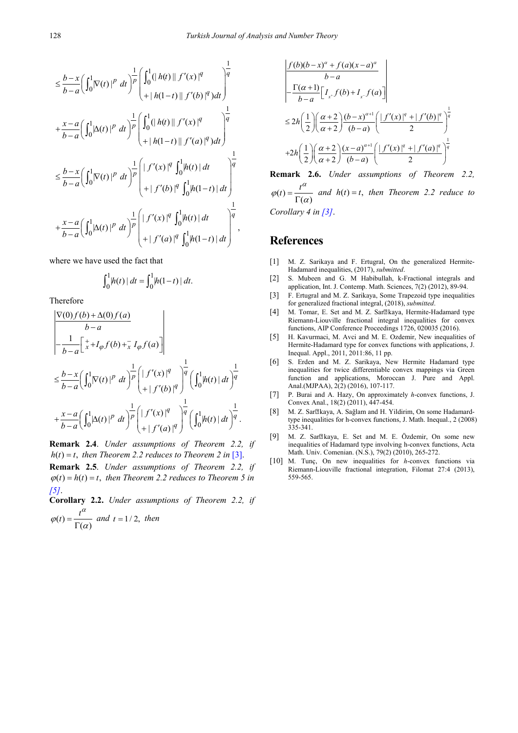$$\leq \frac{b-x}{b-a}\left(\int_0^1 |\nabla(t)|^p \, dt\right)^{\frac{1}{p}} \left(\begin{array}{l} \int_0^1 (|h(t)|\,|f'(x)|^q \\ +|h(1-t)|\,|f'(b)|^q)dt \end{array}\right)^{\frac{1}{q}}$$

$$+\frac{x-a}{b-a}\left(\int_0^1 |\Delta(t)|^p \, dt\right)^{\frac{1}{p}} \left(\begin{array}{l} \int_0^1 (|h(t)|\,|f'(x)|^q \\ +|h(1-t)|\,|f'(a)|^q)dt \end{array}\right)^{\frac{1}{q}}$$

$$\leq \frac{b-x}{b-a}\left(\int_0^1 |\nabla(t)|^p \, dt\right)^{\frac{1}{p}} \left(\begin{array}{l} |f'(x)|^q \int_0^1 |h(t)|\,dt \\ +|f'(b)|^q \int_0^1 |h(1-t)|\,dt \end{array}\right)^{\frac{1}{q}}$$

$$+\frac{x-a}{b-a}\left(\int_0^1 |\Delta(t)|^p \, dt\right)^{\frac{1}{p}} \left(\begin{array}{l} |f'(x)|^q \int_0^1 |h(t)|\,dt \\ +|f'(a)|^q \int_0^1 |h(1-t)|\,dt \end{array}\right)^{\frac{1}{q}},$$

where we have used the fact that

$$\int_0^1 |h(t)|\,dt = \int_0^1 |h(1-t)|\,dt.$$

Therefore

$$\left|\begin{array}{l} \dfrac{\nabla(0) f(b)+\Delta(0) f(a)}{b-a} \\ -\dfrac{1}{b-a}\left[{}_{x}^{+}I_{\varphi} f(b)+{}_{x}^{-}I_{\varphi} f(a)\right] \end{array}\right|$$

$$\leq \frac{b-x}{b-a}\left(\int_0^1 |\nabla(t)|^p \, dt\right)^{\frac{1}{p}} \left(\begin{array}{l} |f'(x)|^q \\ +|f'(b)|^q \end{array}\right)^{\frac{1}{q}} \left(\int_0^1 |h(t)|\,dt\right)^{\frac{1}{q}}$$

$$+\frac{x-a}{b-a}\left(\int_0^1 |\Delta(t)|^p \, dt\right)^{\frac{1}{p}} \left(\begin{array}{l} |f'(x)|^q \\ +|f'(a)|^q \end{array}\right)^{\frac{1}{q}} \left(\int_0^1 |h(t)|\,dt\right)^{\frac{1}{q}}.$$

**Remark 2.4**. *Under assumptions of Theorem 2.2, if* $h(t)=t$, *then Theorem 2.2 reduces to Theorem 2 in* [3].

**Remark 2.5**. *Under assumptions of Theorem 2.2, if* $\varphi(t)=h(t)=t$, *then Theorem 2.2 reduces to Theorem 5 in* [5].

**Corollary 2.2.** *Under assumptions of Theorem 2.2, if* $\varphi(t)=\dfrac{t^{\alpha}}{\Gamma(\alpha)}$ *and* $t=1/2$, *then*

$$\left|\begin{array}{l} \dfrac{f(b)(b-x)^{\alpha}+f(a)(x-a)^{\alpha}}{b-a} \\ -\dfrac{\Gamma(\alpha+1)}{b-a}\left[I_{x^{+}} f(b)+I_{x^{-}} f(a)\right] \end{array}\right|$$

$$\leq 2h\left(\frac{1}{2}\right)\left(\frac{\alpha+2}{\alpha+2}\right)\frac{(b-x)^{\alpha+1}}{(b-a)}\left(\frac{|f'(x)|^q+|f'(b)|^q}{2}\right)^{\frac{1}{q}}$$

$$+2h\left(\frac{1}{2}\right)\left(\frac{\alpha+2}{\alpha+2}\right)\frac{(x-a)^{\alpha+1}}{(b-a)}\left(\frac{|f'(x)|^q+|f'(a)|^q}{2}\right)^{\frac{1}{q}}$$

**Remark 2.6.** *Under assumptions of Theorem 2.2,* $\varphi(t)=\dfrac{t^{\alpha}}{\Gamma(\alpha)}$ *and* $h(t)=t$, *then Theorem 2.2 reduce to Corollary 4 in* [3].

## References

[1] M. Z. Sarikaya and F. Ertugral, On the generalized Hermite-Hadamard inequalities, (2017), *submitted*.

[2] S. Mubeen and G. M Habibullah, k-Fractional integrals and application, Int. J. Contemp. Math. Sciences, 7(2) (2012), 89-94.

[3] F. Ertugral and M. Z. Sarikaya, Some Trapezoid type inequalities for generalized fractional integral, (2018), *submitted*.

[4] M. Tomar, E. Set and M. Z. Sarıkaya, Hermite-Hadamard type Riemann-Liouville fractional integral inequalities for convex functions, AIP Conference Proceedings 1726, 020035 (2016).

[5] H. Kavurmaci, M. Avci and M. E. Ozdemir, New inequalities of Hermite-Hadamard type for convex functions with applications, J. Inequal. Appl., 2011, 2011:86, 11 pp.

[6] S. Erden and M. Z. Sarikaya, New Hermite Hadamard type inequalities for twice differentiable convex mappings via Green function and applications, Moroccan J. Pure and Appl. Anal.(MJPAA), 2(2) (2016), 107-117.

[7] P. Burai and A. Hazy, On approximately *h*-convex functions, J. Convex Anal., 18(2) (2011), 447-454.

[8] M. Z. Sarıkaya, A. Sağlam and H. Yildirim, On some Hadamard-type inequalities for h-convex functions, J. Math. Inequal., 2 (2008) 335-341.

[9] M. Z. Sarıkaya, E. Set and M. E. Özdemir, On some new inequalities of Hadamard type involving h-convex functions, Acta Math. Univ. Comenian. (N.S.), 79(2) (2010), 265-272.

[10] M. Tunç, On new inequalities for *h*-convex functions via Riemann-Liouville fractional integration, Filomat 27:4 (2013), 559-565.